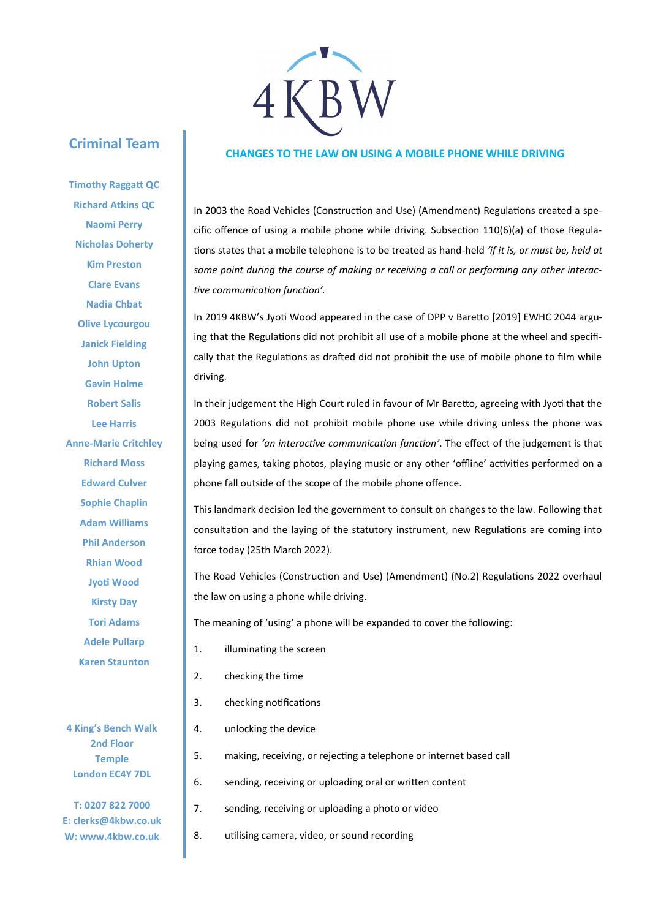4KBW

## Criminal Team

Timothy Raggatt QC

Richard Atkins QC

Naomi Perry

Nicholas Doherty

Kim Preston

Clare Evans

Nadia Chbat

Olive Lycourgou

Janick Fielding

John Upton

Gavin Holme

Robert Salis

Lee Harris

Anne-Marie Critchley

Richard Moss

Edward Culver

Sophie Chaplin

Adam Williams

Phil Anderson

Rhian Wood

Jyoti Wood

Kirsty Day

Tori Adams

Adele Pullarp

Karen Staunton

4 King's Bench Walk
2nd Floor
Temple
London EC4Y 7DL

T: 0207 822 7000
E: clerks@4kbw.co.uk
W: www.4kbw.co.uk

## CHANGES TO THE LAW ON USING A MOBILE PHONE WHILE DRIVING

In 2003 the Road Vehicles (Construction and Use) (Amendment) Regulations created a specific offence of using a mobile phone while driving. Subsection 110(6)(a) of those Regulations states that a mobile telephone is to be treated as hand-held *'if it is, or must be, held at some point during the course of making or receiving a call or performing any other interactive communication function'*.

In 2019 4KBW's Jyoti Wood appeared in the case of DPP v Baretto [2019] EWHC 2044 arguing that the Regulations did not prohibit all use of a mobile phone at the wheel and specifically that the Regulations as drafted did not prohibit the use of mobile phone to film while driving.

In their judgement the High Court ruled in favour of Mr Baretto, agreeing with Jyoti that the 2003 Regulations did not prohibit mobile phone use while driving unless the phone was being used for *'an interactive communication function'*. The effect of the judgement is that playing games, taking photos, playing music or any other 'offline' activities performed on a phone fall outside of the scope of the mobile phone offence.

This landmark decision led the government to consult on changes to the law. Following that consultation and the laying of the statutory instrument, new Regulations are coming into force today (25th March 2022).

The Road Vehicles (Construction and Use) (Amendment) (No.2) Regulations 2022 overhaul the law on using a phone while driving.

The meaning of 'using' a phone will be expanded to cover the following:

1. illuminating the screen
2. checking the time
3. checking notifications
4. unlocking the device
5. making, receiving, or rejecting a telephone or internet based call
6. sending, receiving or uploading oral or written content
7. sending, receiving or uploading a photo or video
8. utilising camera, video, or sound recording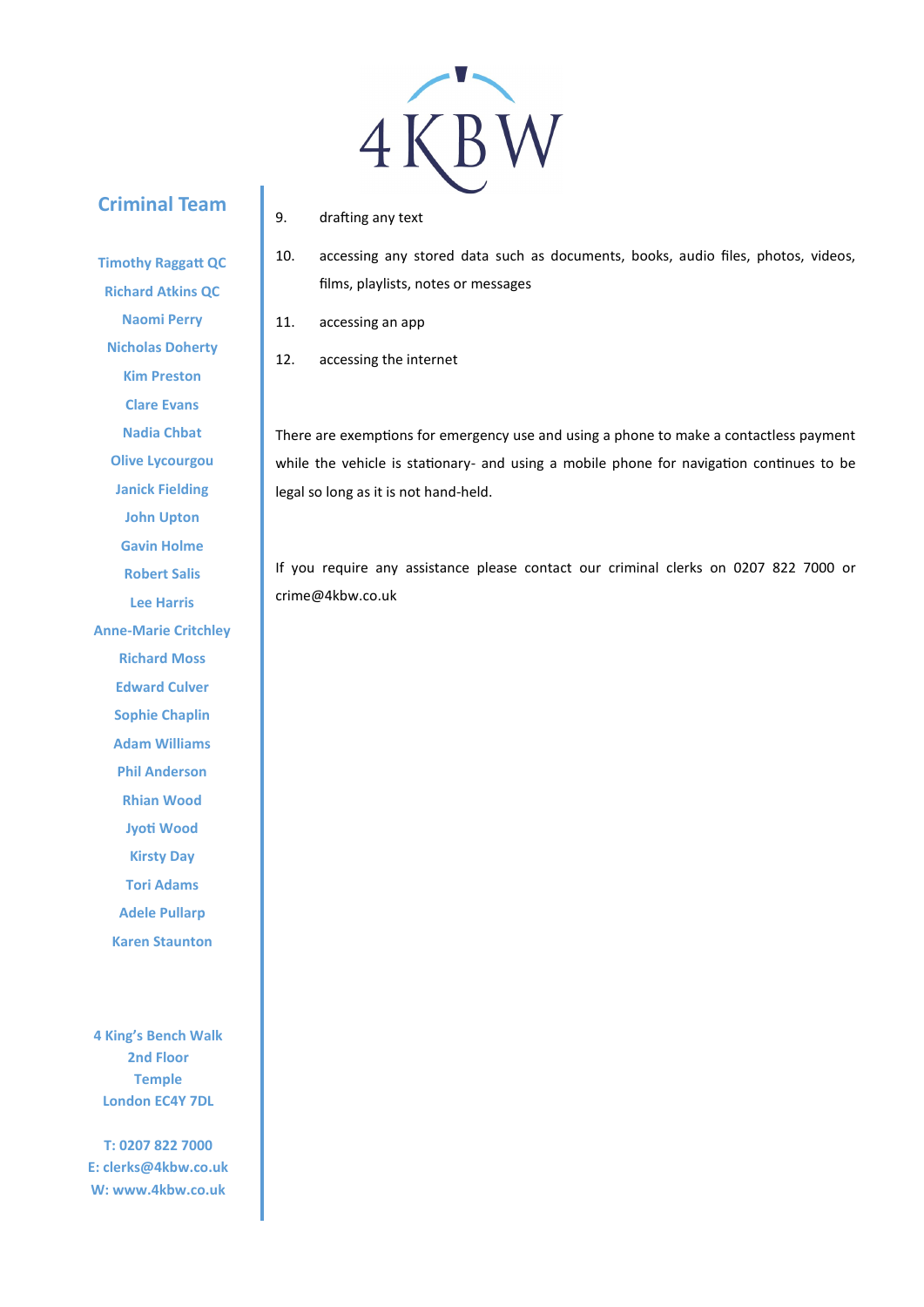## Criminal Team

Timothy Raggatt QC
Richard Atkins QC
Naomi Perry
Nicholas Doherty
Kim Preston
Clare Evans
Nadia Chbat
Olive Lycourgou
Janick Fielding
John Upton
Gavin Holme
Robert Salis
Lee Harris
Anne-Marie Critchley
Richard Moss
Edward Culver
Sophie Chaplin
Adam Williams
Phil Anderson
Rhian Wood
Jyoti Wood
Kirsty Day
Tori Adams
Adele Pullarp
Karen Staunton

4 King's Bench Walk
2nd Floor
Temple
London EC4Y 7DL

T: 0207 822 7000
E: clerks@4kbw.co.uk
W: www.4kbw.co.uk

9. drafting any text

10. accessing any stored data such as documents, books, audio files, photos, videos, films, playlists, notes or messages

11. accessing an app

12. accessing the internet

There are exemptions for emergency use and using a phone to make a contactless payment while the vehicle is stationary- and using a mobile phone for navigation continues to be legal so long as it is not hand-held.

If you require any assistance please contact our criminal clerks on 0207 822 7000 or crime@4kbw.co.uk